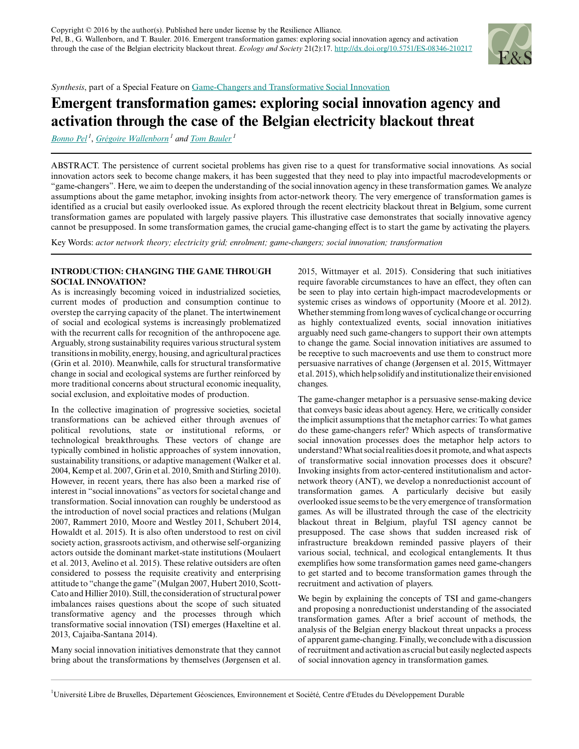Copyright © 2016 by the author(s). Published here under license by the Resilience Alliance.
Pel, B., G. Wallenborn, and T. Bauler. 2016. Emergent transformation games: exploring social innovation agency and activation through the case of the Belgian electricity blackout threat. *Ecology and Society* 21(2):17. http://dx.doi.org/10.5751/ES-08346-210217

*Synthesis*, part of a Special Feature on Game-Changers and Transformative Social Innovation

# Emergent transformation games: exploring social innovation agency and activation through the case of the Belgian electricity blackout threat

*Bonno Pel* [1], *Grégoire Wallenborn* [1] and *Tom Bauler* [1]

ABSTRACT. The persistence of current societal problems has given rise to a quest for transformative social innovations. As social innovation actors seek to become change makers, it has been suggested that they need to play into impactful macrodevelopments or "game-changers". Here, we aim to deepen the understanding of the social innovation agency in these transformation games. We analyze assumptions about the game metaphor, invoking insights from actor-network theory. The very emergence of transformation games is identified as a crucial but easily overlooked issue. As explored through the recent electricity blackout threat in Belgium, some current transformation games are populated with largely passive players. This illustrative case demonstrates that socially innovative agency cannot be presupposed. In some transformation games, the crucial game-changing effect is to start the game by activating the players.

Key Words: *actor network theory; electricity grid; enrolment; game-changers; social innovation; transformation*

## INTRODUCTION: CHANGING THE GAME THROUGH SOCIAL INNOVATION?

As is increasingly becoming voiced in industrialized societies, current modes of production and consumption continue to overstep the carrying capacity of the planet. The intertwinement of social and ecological systems is increasingly problematized with the recurrent calls for recognition of the anthropocene age. Arguably, strong sustainability requires various structural system transitions in mobility, energy, housing, and agricultural practices (Grin et al. 2010). Meanwhile, calls for structural transformative change in social and ecological systems are further reinforced by more traditional concerns about structural economic inequality, social exclusion, and exploitative modes of production.

In the collective imagination of progressive societies, societal transformations can be achieved either through avenues of political revolutions, state or institutional reforms, or technological breakthroughs. These vectors of change are typically combined in holistic approaches of system innovation, sustainability transitions, or adaptive management (Walker et al. 2004, Kemp et al. 2007, Grin et al. 2010, Smith and Stirling 2010). However, in recent years, there has also been a marked rise of interest in "social innovations" as vectors for societal change and transformation. Social innovation can roughly be understood as the introduction of novel social practices and relations (Mulgan 2007, Rammert 2010, Moore and Westley 2011, Schubert 2014, Howaldt et al. 2015). It is also often understood to rest on civil society action, grassroots activism, and otherwise self-organizing actors outside the dominant market-state institutions (Moulaert et al. 2013, Avelino et al. 2015). These relative outsiders are often considered to possess the requisite creativity and enterprising attitude to "change the game" (Mulgan 2007, Hubert 2010, Scott-Cato and Hillier 2010). Still, the consideration of structural power imbalances raises questions about the scope of such situated transformative agency and the processes through which transformative social innovation (TSI) emerges (Haxeltine et al. 2013, Cajaiba-Santana 2014).

Many social innovation initiatives demonstrate that they cannot bring about the transformations by themselves (Jørgensen et al. 2015, Wittmayer et al. 2015). Considering that such initiatives require favorable circumstances to have an effect, they often can be seen to play into certain high-impact macrodevelopments or systemic crises as windows of opportunity (Moore et al. 2012). Whether stemming from long waves of cyclical change or occurring as highly contextualized events, social innovation initiatives arguably need such game-changers to support their own attempts to change the game. Social innovation initiatives are assumed to be receptive to such macroevents and use them to construct more persuasive narratives of change (Jørgensen et al. 2015, Wittmayer et al. 2015), which help solidify and institutionalize their envisioned changes.

The game-changer metaphor is a persuasive sense-making device that conveys basic ideas about agency. Here, we critically consider the implicit assumptions that the metaphor carries: To what games do these game-changers refer? Which aspects of transformative social innovation processes does the metaphor help actors to understand? What social realities does it promote, and what aspects of transformative social innovation processes does it obscure? Invoking insights from actor-centered institutionalism and actor-network theory (ANT), we develop a nonreductionist account of transformation games. A particularly decisive but easily overlooked issue seems to be the very emergence of transformation games. As will be illustrated through the case of the electricity blackout threat in Belgium, playful TSI agency cannot be presupposed. The case shows that sudden increased risk of infrastructure breakdown reminded passive players of their various social, technical, and ecological entanglements. It thus exemplifies how some transformation games need game-changers to get started and to become transformation games through the recruitment and activation of players.

We begin by explaining the concepts of TSI and game-changers and proposing a nonreductionist understanding of the associated transformation games. After a brief account of methods, the analysis of the Belgian energy blackout threat unpacks a process of apparent game-changing. Finally, we conclude with a discussion of recruitment and activation as crucial but easily neglected aspects of social innovation agency in transformation games.

[1] Université Libre de Bruxelles, Département Géosciences, Environnement et Société, Centre d'Etudes du Développement Durable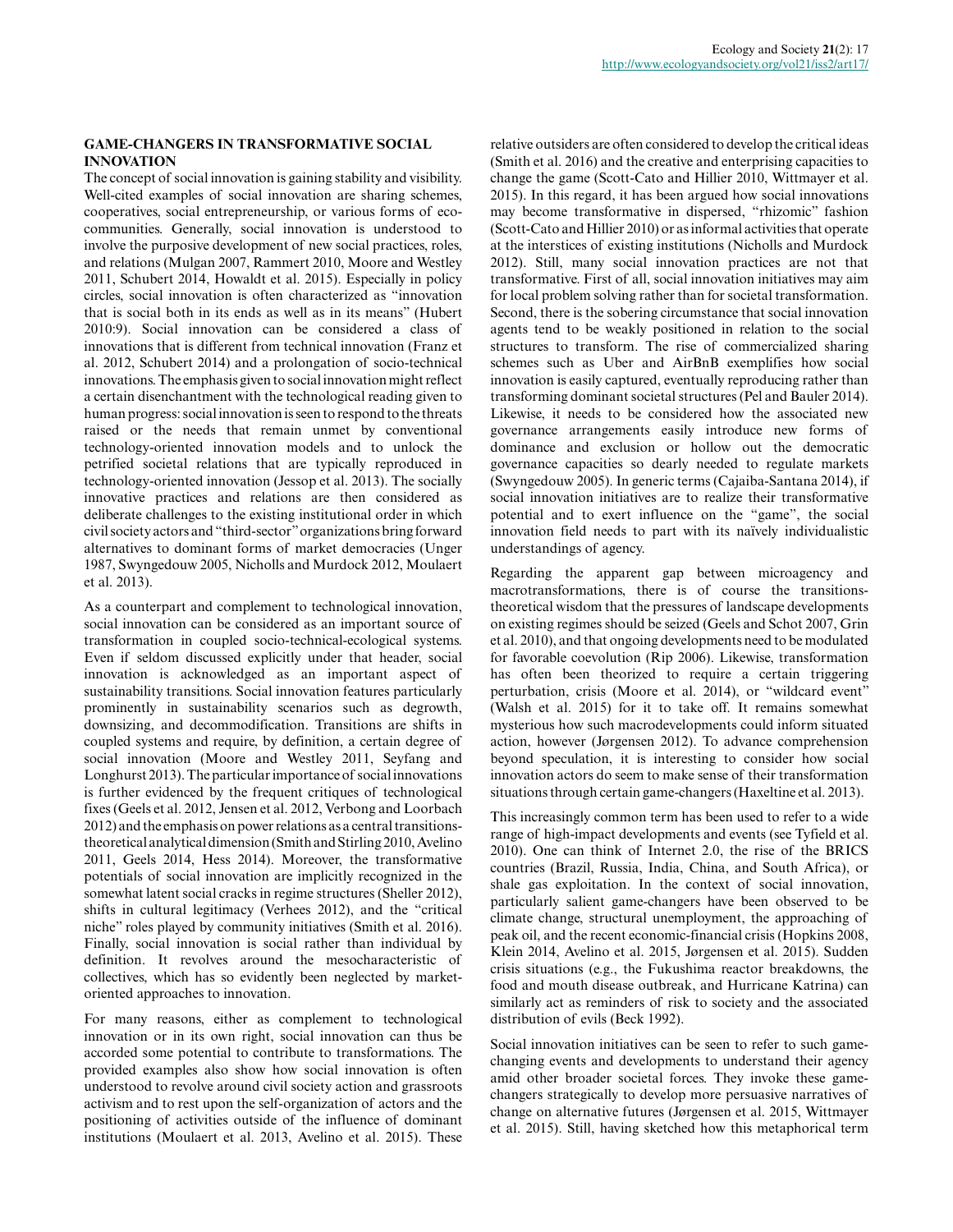## GAME-CHANGERS IN TRANSFORMATIVE SOCIAL INNOVATION

The concept of social innovation is gaining stability and visibility. Well-cited examples of social innovation are sharing schemes, cooperatives, social entrepreneurship, or various forms of eco-communities. Generally, social innovation is understood to involve the purposive development of new social practices, roles, and relations (Mulgan 2007, Rammert 2010, Moore and Westley 2011, Schubert 2014, Howaldt et al. 2015). Especially in policy circles, social innovation is often characterized as "innovation that is social both in its ends as well as in its means" (Hubert 2010:9). Social innovation can be considered a class of innovations that is different from technical innovation (Franz et al. 2012, Schubert 2014) and a prolongation of socio-technical innovations. The emphasis given to social innovation might reflect a certain disenchantment with the technological reading given to human progress: social innovation is seen to respond to the threats raised or the needs that remain unmet by conventional technology-oriented innovation models and to unlock the petrified societal relations that are typically reproduced in technology-oriented innovation (Jessop et al. 2013). The socially innovative practices and relations are then considered as deliberate challenges to the existing institutional order in which civil society actors and "third-sector" organizations bring forward alternatives to dominant forms of market democracies (Unger 1987, Swyngedouw 2005, Nicholls and Murdock 2012, Moulaert et al. 2013).

As a counterpart and complement to technological innovation, social innovation can be considered as an important source of transformation in coupled socio-technical-ecological systems. Even if seldom discussed explicitly under that header, social innovation is acknowledged as an important aspect of sustainability transitions. Social innovation features particularly prominently in sustainability scenarios such as degrowth, downsizing, and decommodification. Transitions are shifts in coupled systems and require, by definition, a certain degree of social innovation (Moore and Westley 2011, Seyfang and Longhurst 2013). The particular importance of social innovations is further evidenced by the frequent critiques of technological fixes (Geels et al. 2012, Jensen et al. 2012, Verbong and Loorbach 2012) and the emphasis on power relations as a central transitions-theoretical analytical dimension (Smith and Stirling 2010, Avelino 2011, Geels 2014, Hess 2014). Moreover, the transformative potentials of social innovation are implicitly recognized in the somewhat latent social cracks in regime structures (Sheller 2012), shifts in cultural legitimacy (Verhees 2012), and the "critical niche" roles played by community initiatives (Smith et al. 2016). Finally, social innovation is social rather than individual by definition. It revolves around the mesocharacteristic of collectives, which has so evidently been neglected by market-oriented approaches to innovation.

For many reasons, either as complement to technological innovation or in its own right, social innovation can thus be accorded some potential to contribute to transformations. The provided examples also show how social innovation is often understood to revolve around civil society action and grassroots activism and to rest upon the self-organization of actors and the positioning of activities outside of the influence of dominant institutions (Moulaert et al. 2013, Avelino et al. 2015). These relative outsiders are often considered to develop the critical ideas (Smith et al. 2016) and the creative and enterprising capacities to change the game (Scott-Cato and Hillier 2010, Wittmayer et al. 2015). In this regard, it has been argued how social innovations may become transformative in dispersed, "rhizomic" fashion (Scott-Cato and Hillier 2010) or as informal activities that operate at the interstices of existing institutions (Nicholls and Murdock 2012). Still, many social innovation practices are not that transformative. First of all, social innovation initiatives may aim for local problem solving rather than for societal transformation. Second, there is the sobering circumstance that social innovation agents tend to be weakly positioned in relation to the social structures to transform. The rise of commercialized sharing schemes such as Uber and AirBnB exemplifies how social innovation is easily captured, eventually reproducing rather than transforming dominant societal structures (Pel and Bauler 2014). Likewise, it needs to be considered how the associated new governance arrangements easily introduce new forms of dominance and exclusion or hollow out the democratic governance capacities so dearly needed to regulate markets (Swyngedouw 2005). In generic terms (Cajaiba-Santana 2014), if social innovation initiatives are to realize their transformative potential and to exert influence on the "game", the social innovation field needs to part with its naïvely individualistic understandings of agency.

Regarding the apparent gap between microagency and macrotransformations, there is of course the transitions-theoretical wisdom that the pressures of landscape developments on existing regimes should be seized (Geels and Schot 2007, Grin et al. 2010), and that ongoing developments need to be modulated for favorable coevolution (Rip 2006). Likewise, transformation has often been theorized to require a certain triggering perturbation, crisis (Moore et al. 2014), or "wildcard event" (Walsh et al. 2015) for it to take off. It remains somewhat mysterious how such macrodevelopments could inform situated action, however (Jørgensen 2012). To advance comprehension beyond speculation, it is interesting to consider how social innovation actors do seem to make sense of their transformation situations through certain game-changers (Haxeltine et al. 2013).

This increasingly common term has been used to refer to a wide range of high-impact developments and events (see Tyfield et al. 2010). One can think of Internet 2.0, the rise of the BRICS countries (Brazil, Russia, India, China, and South Africa), or shale gas exploitation. In the context of social innovation, particularly salient game-changers have been observed to be climate change, structural unemployment, the approaching of peak oil, and the recent economic-financial crisis (Hopkins 2008, Klein 2014, Avelino et al. 2015, Jørgensen et al. 2015). Sudden crisis situations (e.g., the Fukushima reactor breakdowns, the food and mouth disease outbreak, and Hurricane Katrina) can similarly act as reminders of risk to society and the associated distribution of evils (Beck 1992).

Social innovation initiatives can be seen to refer to such game-changing events and developments to understand their agency amid other broader societal forces. They invoke these game-changers strategically to develop more persuasive narratives of change on alternative futures (Jørgensen et al. 2015, Wittmayer et al. 2015). Still, having sketched how this metaphorical term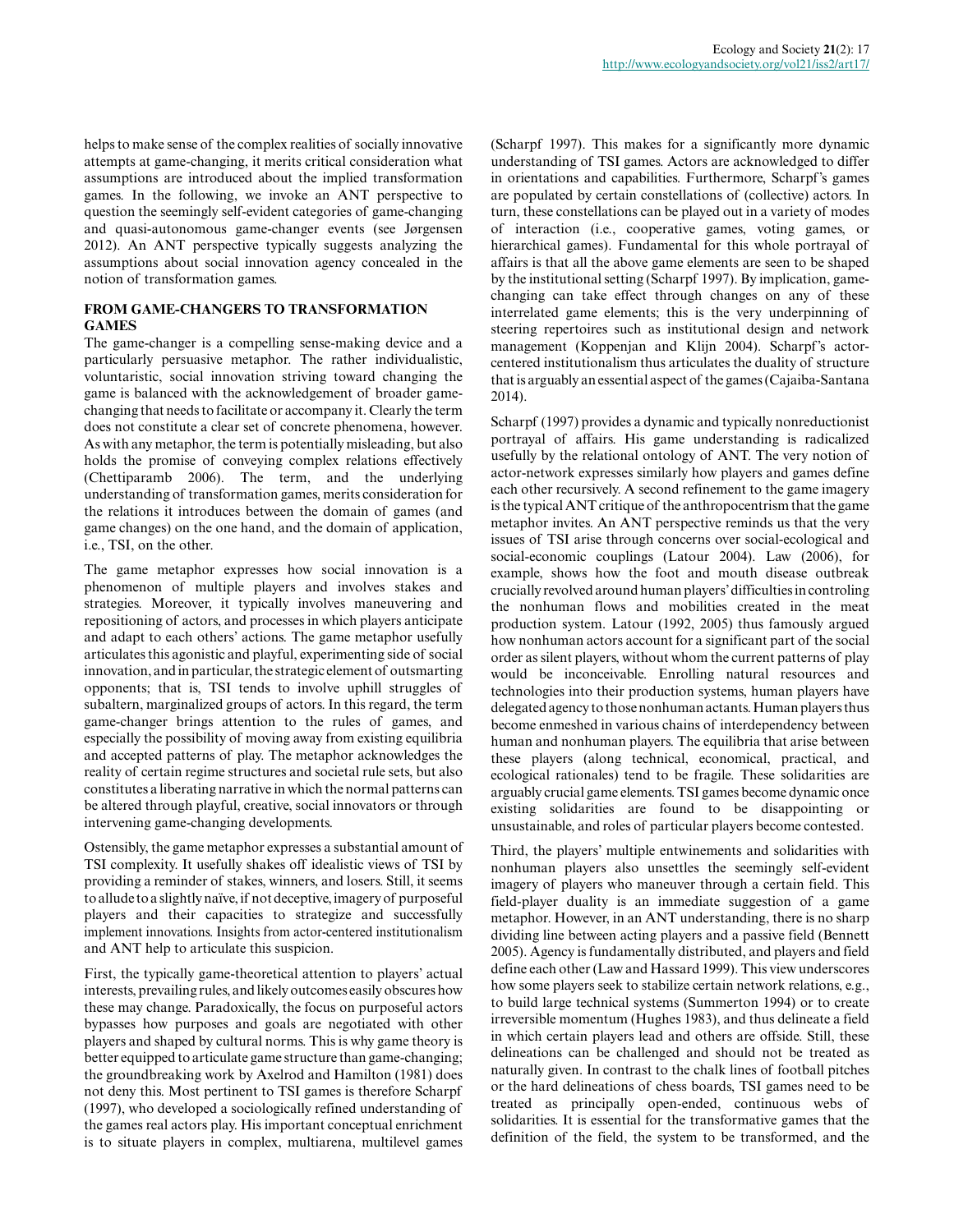helps to make sense of the complex realities of socially innovative attempts at game-changing, it merits critical consideration what assumptions are introduced about the implied transformation games. In the following, we invoke an ANT perspective to question the seemingly self-evident categories of game-changing and quasi-autonomous game-changer events (see Jørgensen 2012). An ANT perspective typically suggests analyzing the assumptions about social innovation agency concealed in the notion of transformation games.

## FROM GAME-CHANGERS TO TRANSFORMATION GAMES

The game-changer is a compelling sense-making device and a particularly persuasive metaphor. The rather individualistic, voluntaristic, social innovation striving toward changing the game is balanced with the acknowledgement of broader game-changing that needs to facilitate or accompany it. Clearly the term does not constitute a clear set of concrete phenomena, however. As with any metaphor, the term is potentially misleading, but also holds the promise of conveying complex relations effectively (Chettiparamb 2006). The term, and the underlying understanding of transformation games, merits consideration for the relations it introduces between the domain of games (and game changes) on the one hand, and the domain of application, i.e., TSI, on the other.

The game metaphor expresses how social innovation is a phenomenon of multiple players and involves stakes and strategies. Moreover, it typically involves maneuvering and repositioning of actors, and processes in which players anticipate and adapt to each others' actions. The game metaphor usefully articulates this agonistic and playful, experimenting side of social innovation, and in particular, the strategic element of outsmarting opponents; that is, TSI tends to involve uphill struggles of subaltern, marginalized groups of actors. In this regard, the term game-changer brings attention to the rules of games, and especially the possibility of moving away from existing equilibria and accepted patterns of play. The metaphor acknowledges the reality of certain regime structures and societal rule sets, but also constitutes a liberating narrative in which the normal patterns can be altered through playful, creative, social innovators or through intervening game-changing developments.

Ostensibly, the game metaphor expresses a substantial amount of TSI complexity. It usefully shakes off idealistic views of TSI by providing a reminder of stakes, winners, and losers. Still, it seems to allude to a slightly naïve, if not deceptive, imagery of purposeful players and their capacities to strategize and successfully implement innovations. Insights from actor-centered institutionalism and ANT help to articulate this suspicion.

First, the typically game-theoretical attention to players' actual interests, prevailing rules, and likely outcomes easily obscures how these may change. Paradoxically, the focus on purposeful actors bypasses how purposes and goals are negotiated with other players and shaped by cultural norms. This is why game theory is better equipped to articulate game structure than game-changing; the groundbreaking work by Axelrod and Hamilton (1981) does not deny this. Most pertinent to TSI games is therefore Scharpf (1997), who developed a sociologically refined understanding of the games real actors play. His important conceptual enrichment is to situate players in complex, multiarena, multilevel games (Scharpf 1997). This makes for a significantly more dynamic understanding of TSI games. Actors are acknowledged to differ in orientations and capabilities. Furthermore, Scharpf's games are populated by certain constellations of (collective) actors. In turn, these constellations can be played out in a variety of modes of interaction (i.e., cooperative games, voting games, or hierarchical games). Fundamental for this whole portrayal of affairs is that all the above game elements are seen to be shaped by the institutional setting (Scharpf 1997). By implication, game-changing can take effect through changes on any of these interrelated game elements; this is the very underpinning of steering repertoires such as institutional design and network management (Koppenjan and Klijn 2004). Scharpf's actor-centered institutionalism thus articulates the duality of structure that is arguably an essential aspect of the games (Cajaiba-Santana 2014).

Scharpf (1997) provides a dynamic and typically nonreductionist portrayal of affairs. His game understanding is radicalized usefully by the relational ontology of ANT. The very notion of actor-network expresses similarly how players and games define each other recursively. A second refinement to the game imagery is the typical ANT critique of the anthropocentrism that the game metaphor invites. An ANT perspective reminds us that the very issues of TSI arise through concerns over social-ecological and social-economic couplings (Latour 2004). Law (2006), for example, shows how the foot and mouth disease outbreak crucially revolved around human players' difficulties in controling the nonhuman flows and mobilities created in the meat production system. Latour (1992, 2005) thus famously argued how nonhuman actors account for a significant part of the social order as silent players, without whom the current patterns of play would be inconceivable. Enrolling natural resources and technologies into their production systems, human players have delegated agency to those nonhuman actants. Human players thus become enmeshed in various chains of interdependency between human and nonhuman players. The equilibria that arise between these players (along technical, economical, practical, and ecological rationales) tend to be fragile. These solidarities are arguably crucial game elements. TSI games become dynamic once existing solidarities are found to be disappointing or unsustainable, and roles of particular players become contested.

Third, the players' multiple entwinements and solidarities with nonhuman players also unsettles the seemingly self-evident imagery of players who maneuver through a certain field. This field-player duality is an immediate suggestion of a game metaphor. However, in an ANT understanding, there is no sharp dividing line between acting players and a passive field (Bennett 2005). Agency is fundamentally distributed, and players and field define each other (Law and Hassard 1999). This view underscores how some players seek to stabilize certain network relations, e.g., to build large technical systems (Summerton 1994) or to create irreversible momentum (Hughes 1983), and thus delineate a field in which certain players lead and others are offside. Still, these delineations can be challenged and should not be treated as naturally given. In contrast to the chalk lines of football pitches or the hard delineations of chess boards, TSI games need to be treated as principally open-ended, continuous webs of solidarities. It is essential for the transformative games that the definition of the field, the system to be transformed, and the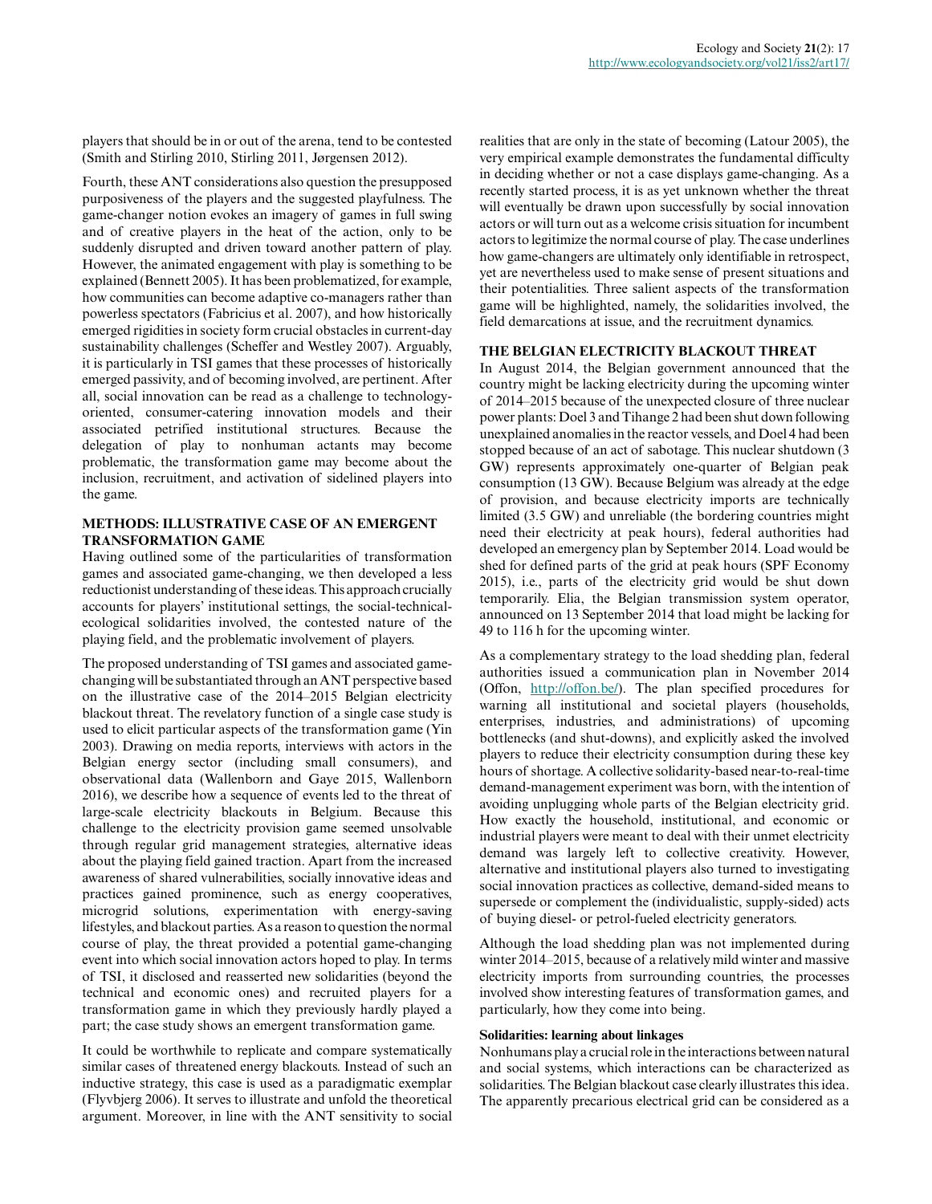players that should be in or out of the arena, tend to be contested (Smith and Stirling 2010, Stirling 2011, Jørgensen 2012).

Fourth, these ANT considerations also question the presupposed purposiveness of the players and the suggested playfulness. The game-changer notion evokes an imagery of games in full swing and of creative players in the heat of the action, only to be suddenly disrupted and driven toward another pattern of play. However, the animated engagement with play is something to be explained (Bennett 2005). It has been problematized, for example, how communities can become adaptive co-managers rather than powerless spectators (Fabricius et al. 2007), and how historically emerged rigidities in society form crucial obstacles in current-day sustainability challenges (Scheffer and Westley 2007). Arguably, it is particularly in TSI games that these processes of historically emerged passivity, and of becoming involved, are pertinent. After all, social innovation can be read as a challenge to technology-oriented, consumer-catering innovation models and their associated petrified institutional structures. Because the delegation of play to nonhuman actants may become problematic, the transformation game may become about the inclusion, recruitment, and activation of sidelined players into the game.

## METHODS: ILLUSTRATIVE CASE OF AN EMERGENT TRANSFORMATION GAME

Having outlined some of the particularities of transformation games and associated game-changing, we then developed a less reductionist understanding of these ideas. This approach crucially accounts for players' institutional settings, the social-technical-ecological solidarities involved, the contested nature of the playing field, and the problematic involvement of players.

The proposed understanding of TSI games and associated game-changing will be substantiated through an ANT perspective based on the illustrative case of the 2014–2015 Belgian electricity blackout threat. The revelatory function of a single case study is used to elicit particular aspects of the transformation game (Yin 2003). Drawing on media reports, interviews with actors in the Belgian energy sector (including small consumers), and observational data (Wallenborn and Gaye 2015, Wallenborn 2016), we describe how a sequence of events led to the threat of large-scale electricity blackouts in Belgium. Because this challenge to the electricity provision game seemed unsolvable through regular grid management strategies, alternative ideas about the playing field gained traction. Apart from the increased awareness of shared vulnerabilities, socially innovative ideas and practices gained prominence, such as energy cooperatives, microgrid solutions, experimentation with energy-saving lifestyles, and blackout parties. As a reason to question the normal course of play, the threat provided a potential game-changing event into which social innovation actors hoped to play. In terms of TSI, it disclosed and reasserted new solidarities (beyond the technical and economic ones) and recruited players for a transformation game in which they previously hardly played a part; the case study shows an emergent transformation game.

It could be worthwhile to replicate and compare systematically similar cases of threatened energy blackouts. Instead of such an inductive strategy, this case is used as a paradigmatic exemplar (Flyvbjerg 2006). It serves to illustrate and unfold the theoretical argument. Moreover, in line with the ANT sensitivity to social realities that are only in the state of becoming (Latour 2005), the very empirical example demonstrates the fundamental difficulty in deciding whether or not a case displays game-changing. As a recently started process, it is as yet unknown whether the threat will eventually be drawn upon successfully by social innovation actors or will turn out as a welcome crisis situation for incumbent actors to legitimize the normal course of play. The case underlines how game-changers are ultimately only identifiable in retrospect, yet are nevertheless used to make sense of present situations and their potentialities. Three salient aspects of the transformation game will be highlighted, namely, the solidarities involved, the field demarcations at issue, and the recruitment dynamics.

## THE BELGIAN ELECTRICITY BLACKOUT THREAT

In August 2014, the Belgian government announced that the country might be lacking electricity during the upcoming winter of 2014–2015 because of the unexpected closure of three nuclear power plants: Doel 3 and Tihange 2 had been shut down following unexplained anomalies in the reactor vessels, and Doel 4 had been stopped because of an act of sabotage. This nuclear shutdown (3 GW) represents approximately one-quarter of Belgian peak consumption (13 GW). Because Belgium was already at the edge of provision, and because electricity imports are technically limited (3.5 GW) and unreliable (the bordering countries might need their electricity at peak hours), federal authorities had developed an emergency plan by September 2014. Load would be shed for defined parts of the grid at peak hours (SPF Economy 2015), i.e., parts of the electricity grid would be shut down temporarily. Elia, the Belgian transmission system operator, announced on 13 September 2014 that load might be lacking for 49 to 116 h for the upcoming winter.

As a complementary strategy to the load shedding plan, federal authorities issued a communication plan in November 2014 (Offon, http://offon.be/). The plan specified procedures for warning all institutional and societal players (households, enterprises, industries, and administrations) of upcoming bottlenecks (and shut-downs), and explicitly asked the involved players to reduce their electricity consumption during these key hours of shortage. A collective solidarity-based near-to-real-time demand-management experiment was born, with the intention of avoiding unplugging whole parts of the Belgian electricity grid. How exactly the household, institutional, and economic or industrial players were meant to deal with their unmet electricity demand was largely left to collective creativity. However, alternative and institutional players also turned to investigating social innovation practices as collective, demand-sided means to supersede or complement the (individualistic, supply-sided) acts of buying diesel- or petrol-fueled electricity generators.

Although the load shedding plan was not implemented during winter 2014–2015, because of a relatively mild winter and massive electricity imports from surrounding countries, the processes involved show interesting features of transformation games, and particularly, how they come into being.

### Solidarities: learning about linkages

Nonhumans play a crucial role in the interactions between natural and social systems, which interactions can be characterized as solidarities. The Belgian blackout case clearly illustrates this idea. The apparently precarious electrical grid can be considered as a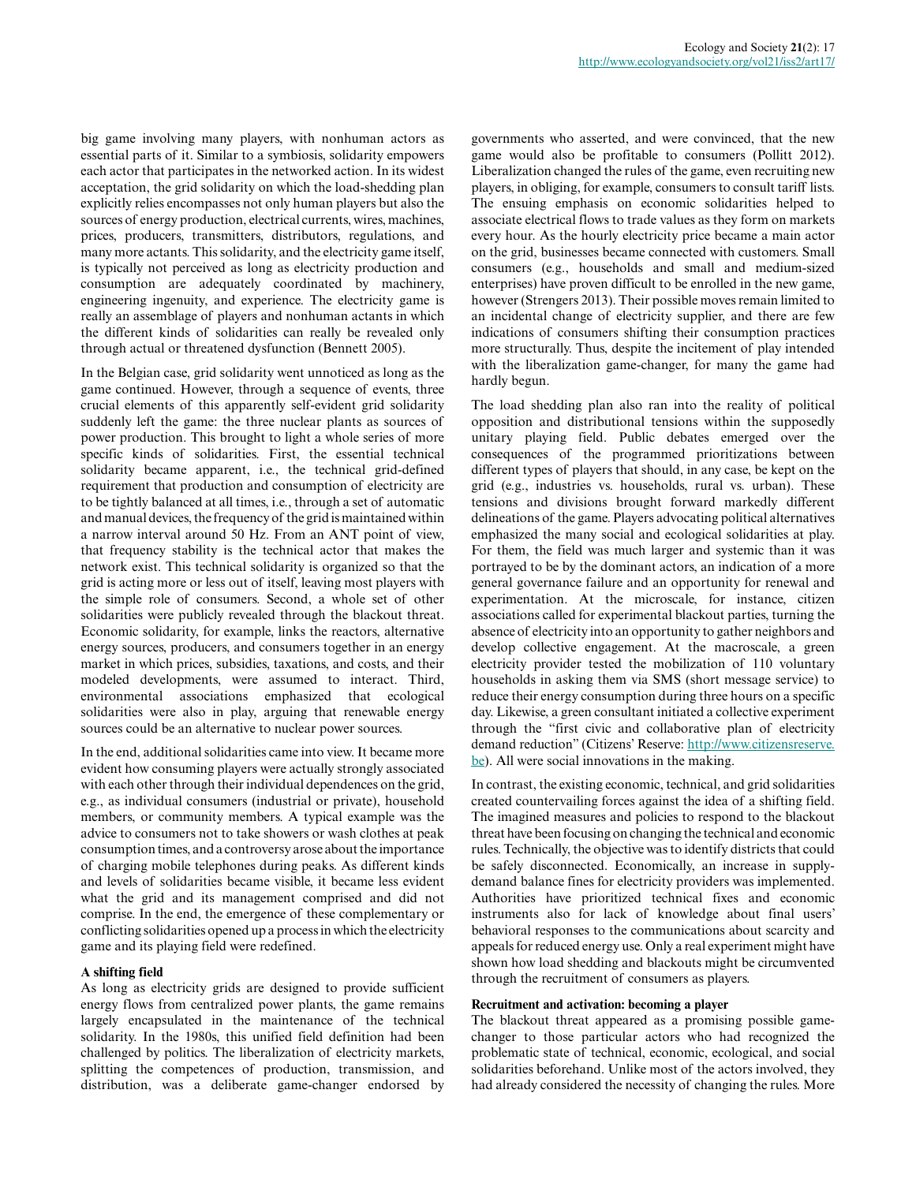big game involving many players, with nonhuman actors as essential parts of it. Similar to a symbiosis, solidarity empowers each actor that participates in the networked action. In its widest acceptation, the grid solidarity on which the load-shedding plan explicitly relies encompasses not only human players but also the sources of energy production, electrical currents, wires, machines, prices, producers, transmitters, distributors, regulations, and many more actants. This solidarity, and the electricity game itself, is typically not perceived as long as electricity production and consumption are adequately coordinated by machinery, engineering ingenuity, and experience. The electricity game is really an assemblage of players and nonhuman actants in which the different kinds of solidarities can really be revealed only through actual or threatened dysfunction (Bennett 2005).

In the Belgian case, grid solidarity went unnoticed as long as the game continued. However, through a sequence of events, three crucial elements of this apparently self-evident grid solidarity suddenly left the game: the three nuclear plants as sources of power production. This brought to light a whole series of more specific kinds of solidarities. First, the essential technical solidarity became apparent, i.e., the technical grid-defined requirement that production and consumption of electricity are to be tightly balanced at all times, i.e., through a set of automatic and manual devices, the frequency of the grid is maintained within a narrow interval around 50 Hz. From an ANT point of view, that frequency stability is the technical actor that makes the network exist. This technical solidarity is organized so that the grid is acting more or less out of itself, leaving most players with the simple role of consumers. Second, a whole set of other solidarities were publicly revealed through the blackout threat. Economic solidarity, for example, links the reactors, alternative energy sources, producers, and consumers together in an energy market in which prices, subsidies, taxations, and costs, and their modeled developments, were assumed to interact. Third, environmental associations emphasized that ecological solidarities were also in play, arguing that renewable energy sources could be an alternative to nuclear power sources.

In the end, additional solidarities came into view. It became more evident how consuming players were actually strongly associated with each other through their individual dependences on the grid, e.g., as individual consumers (industrial or private), household members, or community members. A typical example was the advice to consumers not to take showers or wash clothes at peak consumption times, and a controversy arose about the importance of charging mobile telephones during peaks. As different kinds and levels of solidarities became visible, it became less evident what the grid and its management comprised and did not comprise. In the end, the emergence of these complementary or conflicting solidarities opened up a process in which the electricity game and its playing field were redefined.

**A shifting field**

As long as electricity grids are designed to provide sufficient energy flows from centralized power plants, the game remains largely encapsulated in the maintenance of the technical solidarity. In the 1980s, this unified field definition had been challenged by politics. The liberalization of electricity markets, splitting the competences of production, transmission, and distribution, was a deliberate game-changer endorsed by governments who asserted, and were convinced, that the new game would also be profitable to consumers (Pollitt 2012). Liberalization changed the rules of the game, even recruiting new players, in obliging, for example, consumers to consult tariff lists. The ensuing emphasis on economic solidarities helped to associate electrical flows to trade values as they form on markets every hour. As the hourly electricity price became a main actor on the grid, businesses became connected with customers. Small consumers (e.g., households and small and medium-sized enterprises) have proven difficult to be enrolled in the new game, however (Strengers 2013). Their possible moves remain limited to an incidental change of electricity supplier, and there are few indications of consumers shifting their consumption practices more structurally. Thus, despite the incitement of play intended with the liberalization game-changer, for many the game had hardly begun.

The load shedding plan also ran into the reality of political opposition and distributional tensions within the supposedly unitary playing field. Public debates emerged over the consequences of the programmed prioritizations between different types of players that should, in any case, be kept on the grid (e.g., industries vs. households, rural vs. urban). These tensions and divisions brought forward markedly different delineations of the game. Players advocating political alternatives emphasized the many social and ecological solidarities at play. For them, the field was much larger and systemic than it was portrayed to be by the dominant actors, an indication of a more general governance failure and an opportunity for renewal and experimentation. At the microscale, for instance, citizen associations called for experimental blackout parties, turning the absence of electricity into an opportunity to gather neighbors and develop collective engagement. At the macroscale, a green electricity provider tested the mobilization of 110 voluntary households in asking them via SMS (short message service) to reduce their energy consumption during three hours on a specific day. Likewise, a green consultant initiated a collective experiment through the "first civic and collaborative plan of electricity demand reduction" (Citizens' Reserve: http://www.citizensreserve.be). All were social innovations in the making.

In contrast, the existing economic, technical, and grid solidarities created countervailing forces against the idea of a shifting field. The imagined measures and policies to respond to the blackout threat have been focusing on changing the technical and economic rules. Technically, the objective was to identify districts that could be safely disconnected. Economically, an increase in supply-demand balance fines for electricity providers was implemented. Authorities have prioritized technical fixes and economic instruments also for lack of knowledge about final users' behavioral responses to the communications about scarcity and appeals for reduced energy use. Only a real experiment might have shown how load shedding and blackouts might be circumvented through the recruitment of consumers as players.

**Recruitment and activation: becoming a player**

The blackout threat appeared as a promising possible game-changer to those particular actors who had recognized the problematic state of technical, economic, ecological, and social solidarities beforehand. Unlike most of the actors involved, they had already considered the necessity of changing the rules. More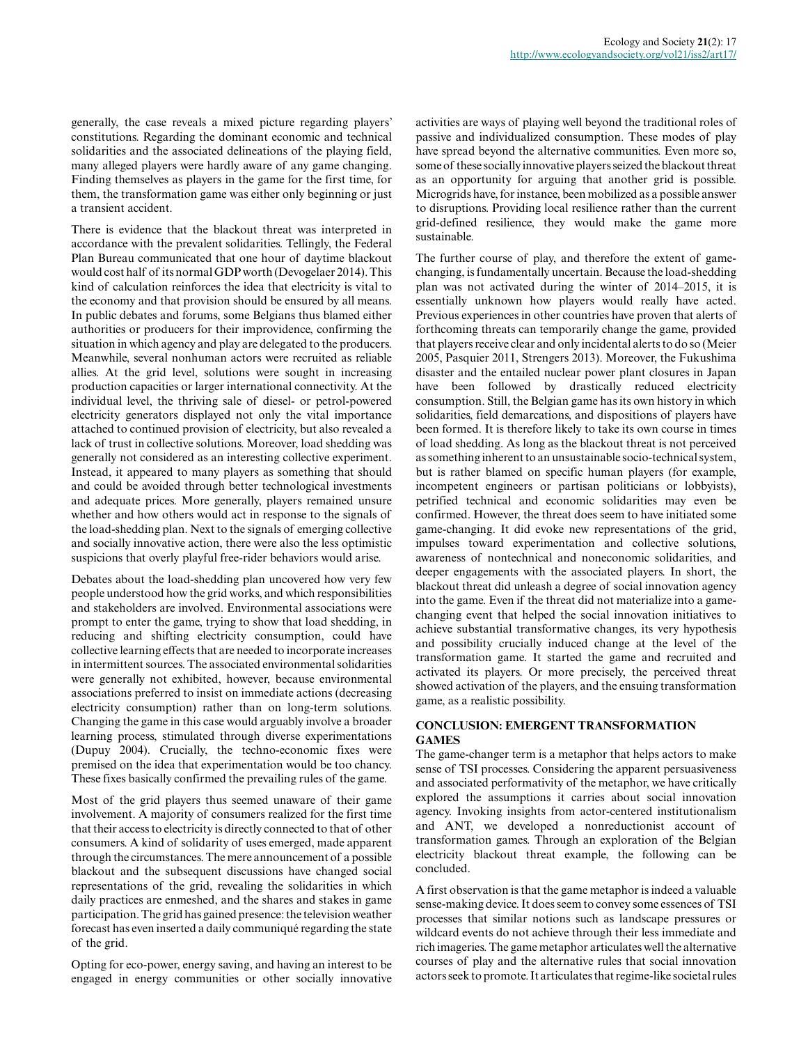generally, the case reveals a mixed picture regarding players' constitutions. Regarding the dominant economic and technical solidarities and the associated delineations of the playing field, many alleged players were hardly aware of any game changing. Finding themselves as players in the game for the first time, for them, the transformation game was either only beginning or just a transient accident.

There is evidence that the blackout threat was interpreted in accordance with the prevalent solidarities. Tellingly, the Federal Plan Bureau communicated that one hour of daytime blackout would cost half of its normal GDP worth (Devogelaer 2014). This kind of calculation reinforces the idea that electricity is vital to the economy and that provision should be ensured by all means. In public debates and forums, some Belgians thus blamed either authorities or producers for their improvidence, confirming the situation in which agency and play are delegated to the producers. Meanwhile, several nonhuman actors were recruited as reliable allies. At the grid level, solutions were sought in increasing production capacities or larger international connectivity. At the individual level, the thriving sale of diesel- or petrol-powered electricity generators displayed not only the vital importance attached to continued provision of electricity, but also revealed a lack of trust in collective solutions. Moreover, load shedding was generally not considered as an interesting collective experiment. Instead, it appeared to many players as something that should and could be avoided through better technological investments and adequate prices. More generally, players remained unsure whether and how others would act in response to the signals of the load-shedding plan. Next to the signals of emerging collective and socially innovative action, there were also the less optimistic suspicions that overly playful free-rider behaviors would arise.

Debates about the load-shedding plan uncovered how very few people understood how the grid works, and which responsibilities and stakeholders are involved. Environmental associations were prompt to enter the game, trying to show that load shedding, in reducing and shifting electricity consumption, could have collective learning effects that are needed to incorporate increases in intermittent sources. The associated environmental solidarities were generally not exhibited, however, because environmental associations preferred to insist on immediate actions (decreasing electricity consumption) rather than on long-term solutions. Changing the game in this case would arguably involve a broader learning process, stimulated through diverse experimentations (Dupuy 2004). Crucially, the techno-economic fixes were premised on the idea that experimentation would be too chancy. These fixes basically confirmed the prevailing rules of the game.

Most of the grid players thus seemed unaware of their game involvement. A majority of consumers realized for the first time that their access to electricity is directly connected to that of other consumers. A kind of solidarity of uses emerged, made apparent through the circumstances. The mere announcement of a possible blackout and the subsequent discussions have changed social representations of the grid, revealing the solidarities in which daily practices are enmeshed, and the shares and stakes in game participation. The grid has gained presence: the television weather forecast has even inserted a daily communiqué regarding the state of the grid.

Opting for eco-power, energy saving, and having an interest to be engaged in energy communities or other socially innovative activities are ways of playing well beyond the traditional roles of passive and individualized consumption. These modes of play have spread beyond the alternative communities. Even more so, some of these socially innovative players seized the blackout threat as an opportunity for arguing that another grid is possible. Microgrids have, for instance, been mobilized as a possible answer to disruptions. Providing local resilience rather than the current grid-defined resilience, they would make the game more sustainable.

The further course of play, and therefore the extent of game-changing, is fundamentally uncertain. Because the load-shedding plan was not activated during the winter of 2014–2015, it is essentially unknown how players would really have acted. Previous experiences in other countries have proven that alerts of forthcoming threats can temporarily change the game, provided that players receive clear and only incidental alerts to do so (Meier 2005, Pasquier 2011, Strengers 2013). Moreover, the Fukushima disaster and the entailed nuclear power plant closures in Japan have been followed by drastically reduced electricity consumption. Still, the Belgian game has its own history in which solidarities, field demarcations, and dispositions of players have been formed. It is therefore likely to take its own course in times of load shedding. As long as the blackout threat is not perceived as something inherent to an unsustainable socio-technical system, but is rather blamed on specific human players (for example, incompetent engineers or partisan politicians or lobbyists), petrified technical and economic solidarities may even be confirmed. However, the threat does seem to have initiated some game-changing. It did evoke new representations of the grid, impulses toward experimentation and collective solutions, awareness of nontechnical and noneconomic solidarities, and deeper engagements with the associated players. In short, the blackout threat did unleash a degree of social innovation agency into the game. Even if the threat did not materialize into a game-changing event that helped the social innovation initiatives to achieve substantial transformative changes, its very hypothesis and possibility crucially induced change at the level of the transformation game. It started the game and recruited and activated its players. Or more precisely, the perceived threat showed activation of the players, and the ensuing transformation game, as a realistic possibility.

## CONCLUSION: EMERGENT TRANSFORMATION GAMES

The game-changer term is a metaphor that helps actors to make sense of TSI processes. Considering the apparent persuasiveness and associated performativity of the metaphor, we have critically explored the assumptions it carries about social innovation agency. Invoking insights from actor-centered institutionalism and ANT, we developed a nonreductionist account of transformation games. Through an exploration of the Belgian electricity blackout threat example, the following can be concluded.

A first observation is that the game metaphor is indeed a valuable sense-making device. It does seem to convey some essences of TSI processes that similar notions such as landscape pressures or wildcard events do not achieve through their less immediate and rich imageries. The game metaphor articulates well the alternative courses of play and the alternative rules that social innovation actors seek to promote. It articulates that regime-like societal rules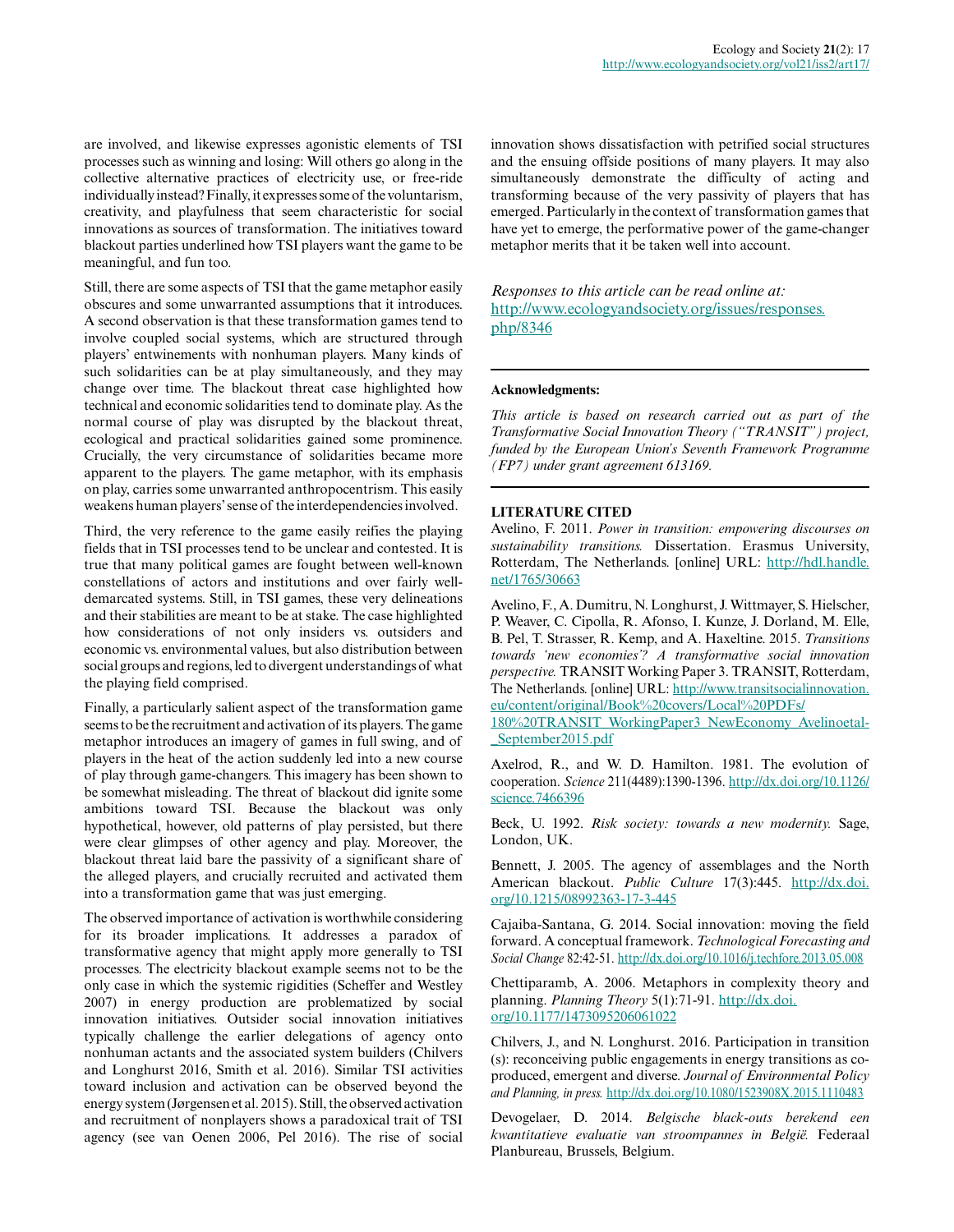are involved, and likewise expresses agonistic elements of TSI processes such as winning and losing: Will others go along in the collective alternative practices of electricity use, or free-ride individually instead? Finally, it expresses some of the voluntarism, creativity, and playfulness that seem characteristic for social innovations as sources of transformation. The initiatives toward blackout parties underlined how TSI players want the game to be meaningful, and fun too.

Still, there are some aspects of TSI that the game metaphor easily obscures and some unwarranted assumptions that it introduces. A second observation is that these transformation games tend to involve coupled social systems, which are structured through players' entwinements with nonhuman players. Many kinds of such solidarities can be at play simultaneously, and they may change over time. The blackout threat case highlighted how technical and economic solidarities tend to dominate play. As the normal course of play was disrupted by the blackout threat, ecological and practical solidarities gained some prominence. Crucially, the very circumstance of solidarities became more apparent to the players. The game metaphor, with its emphasis on play, carries some unwarranted anthropocentrism. This easily weakens human players' sense of the interdependencies involved.

Third, the very reference to the game easily reifies the playing fields that in TSI processes tend to be unclear and contested. It is true that many political games are fought between well-known constellations of actors and institutions and over fairly well-demarcated systems. Still, in TSI games, these very delineations and their stabilities are meant to be at stake. The case highlighted how considerations of not only insiders vs. outsiders and economic vs. environmental values, but also distribution between social groups and regions, led to divergent understandings of what the playing field comprised.

Finally, a particularly salient aspect of the transformation game seems to be the recruitment and activation of its players. The game metaphor introduces an imagery of games in full swing, and of players in the heat of the action suddenly led into a new course of play through game-changers. This imagery has been shown to be somewhat misleading. The threat of blackout did ignite some ambitions toward TSI. Because the blackout was only hypothetical, however, old patterns of play persisted, but there were clear glimpses of other agency and play. Moreover, the blackout threat laid bare the passivity of a significant share of the alleged players, and crucially recruited and activated them into a transformation game that was just emerging.

The observed importance of activation is worthwhile considering for its broader implications. It addresses a paradox of transformative agency that might apply more generally to TSI processes. The electricity blackout example seems not to be the only case in which the systemic rigidities (Scheffer and Westley 2007) in energy production are problematized by social innovation initiatives. Outsider social innovation initiatives typically challenge the earlier delegations of agency onto nonhuman actants and the associated system builders (Chilvers and Longhurst 2016, Smith et al. 2016). Similar TSI activities toward inclusion and activation can be observed beyond the energy system (Jørgensen et al. 2015). Still, the observed activation and recruitment of nonplayers shows a paradoxical trait of TSI agency (see van Oenen 2006, Pel 2016). The rise of social innovation shows dissatisfaction with petrified social structures and the ensuing offside positions of many players. It may also simultaneously demonstrate the difficulty of acting and transforming because of the very passivity of players that has emerged. Particularly in the context of transformation games that have yet to emerge, the performative power of the game-changer metaphor merits that it be taken well into account.

*Responses to this article can be read online at:* http://www.ecologyandsociety.org/issues/responses.php/8346

---

**Acknowledgments:**

*This article is based on research carried out as part of the Transformative Social Innovation Theory ("TRANSIT") project, funded by the European Union's Seventh Framework Programme (FP7) under grant agreement 613169.*

---

**LITERATURE CITED**

Avelino, F. 2011. *Power in transition: empowering discourses on sustainability transitions.* Dissertation. Erasmus University, Rotterdam, The Netherlands. [online] URL: http://hdl.handle.net/1765/30663

Avelino, F., A. Dumitru, N. Longhurst, J. Wittmayer, S. Hielscher, P. Weaver, C. Cipolla, R. Afonso, I. Kunze, J. Dorland, M. Elle, B. Pel, T. Strasser, R. Kemp, and A. Haxeltine. 2015. *Transitions towards 'new economies'? A transformative social innovation perspective.* TRANSIT Working Paper 3. TRANSIT, Rotterdam, The Netherlands. [online] URL: http://www.transitsocialinnovation.eu/content/original/Book%20covers/Local%20PDFs/180%20TRANSIT_WorkingPaper3_NewEconomy_Avelinoetal-_September2015.pdf

Axelrod, R., and W. D. Hamilton. 1981. The evolution of cooperation. *Science* 211(4489):1390-1396. http://dx.doi.org/10.1126/science.7466396

Beck, U. 1992. *Risk society: towards a new modernity.* Sage, London, UK.

Bennett, J. 2005. The agency of assemblages and the North American blackout. *Public Culture* 17(3):445. http://dx.doi.org/10.1215/08992363-17-3-445

Cajaiba-Santana, G. 2014. Social innovation: moving the field forward. A conceptual framework. *Technological Forecasting and Social Change* 82:42-51. http://dx.doi.org/10.1016/j.techfore.2013.05.008

Chettiparamb, A. 2006. Metaphors in complexity theory and planning. *Planning Theory* 5(1):71-91. http://dx.doi.org/10.1177/1473095206061022

Chilvers, J., and N. Longhurst. 2016. Participation in transition(s): reconceiving public engagements in energy transitions as co-produced, emergent and diverse. *Journal of Environmental Policy and Planning, in press.* http://dx.doi.org/10.1080/1523908X.2015.1110483

Devogelaer, D. 2014. *Belgische black-outs berekend een kwantitatieve evaluatie van stroompannes in België.* Federaal Planbureau, Brussels, Belgium.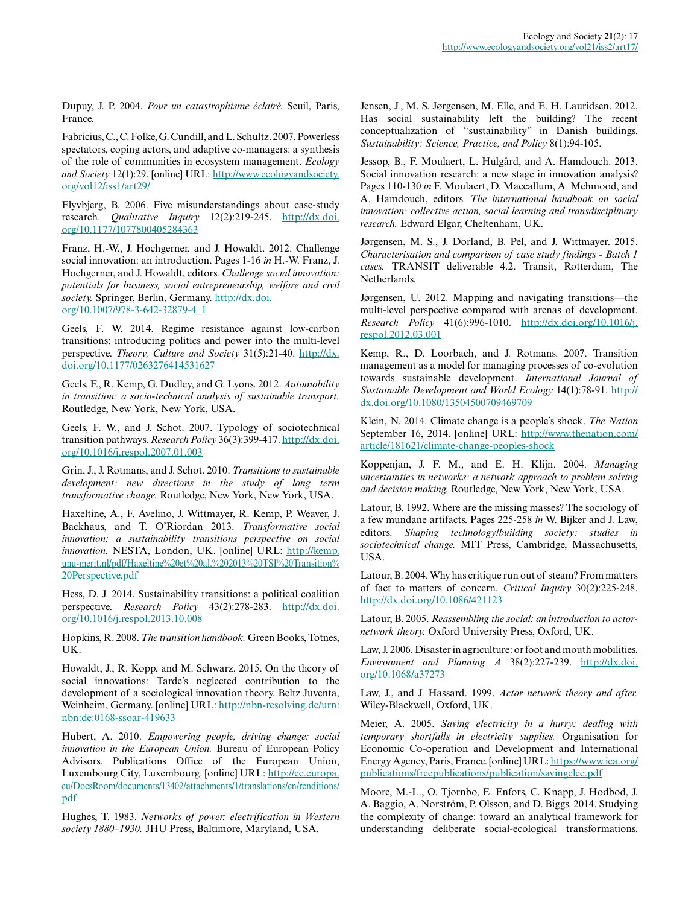Dupuy, J. P. 2004. *Pour un catastrophisme éclairé.* Seuil, Paris, France.

Fabricius, C., C. Folke, G. Cundill, and L. Schultz. 2007. Powerless spectators, coping actors, and adaptive co-managers: a synthesis of the role of communities in ecosystem management. *Ecology and Society* 12(1):29. [online] URL: http://www.ecologyandsociety.org/vol12/iss1/art29/

Flyvbjerg, B. 2006. Five misunderstandings about case-study research. *Qualitative Inquiry* 12(2):219-245. http://dx.doi.org/10.1177/1077800405284363

Franz, H.-W., J. Hochgerner, and J. Howaldt. 2012. Challenge social innovation: an introduction. Pages 1-16 *in* H.-W. Franz, J. Hochgerner, and J. Howaldt, editors. *Challenge social innovation: potentials for business, social entrepreneurship, welfare and civil society.* Springer, Berlin, Germany. http://dx.doi.org/10.1007/978-3-642-32879-4_1

Geels, F. W. 2014. Regime resistance against low-carbon transitions: introducing politics and power into the multi-level perspective. *Theory, Culture and Society* 31(5):21-40. http://dx.doi.org/10.1177/0263276414531627

Geels, F., R. Kemp, G. Dudley, and G. Lyons. 2012. *Automobility in transition: a socio-technical analysis of sustainable transport.* Routledge, New York, New York, USA.

Geels, F. W., and J. Schot. 2007. Typology of sociotechnical transition pathways. *Research Policy* 36(3):399-417. http://dx.doi.org/10.1016/j.respol.2007.01.003

Grin, J., J. Rotmans, and J. Schot. 2010. *Transitions to sustainable development: new directions in the study of long term transformative change.* Routledge, New York, New York, USA.

Haxeltine, A., F. Avelino, J. Wittmayer, R. Kemp, P. Weaver, J. Backhaus, and T. O'Riordan 2013. *Transformative social innovation: a sustainability transitions perspective on social innovation.* NESTA, London, UK. [online] URL: http://kemp.unu-merit.nl/pdf/Haxeltine%20et%20al.%202013%20TSI%20Transition%20Perspective.pdf

Hess, D. J. 2014. Sustainability transitions: a political coalition perspective. *Research Policy* 43(2):278-283. http://dx.doi.org/10.1016/j.respol.2013.10.008

Hopkins, R. 2008. *The transition handbook.* Green Books, Totnes, UK.

Howaldt, J., R. Kopp, and M. Schwarz. 2015. On the theory of social innovations: Tarde's neglected contribution to the development of a sociological innovation theory. Beltz Juventa, Weinheim, Germany. [online] URL: http://nbn-resolving.de/urn:nbn:de:0168-ssoar-419633

Hubert, A. 2010. *Empowering people, driving change: social innovation in the European Union.* Bureau of European Policy Advisors. Publications Office of the European Union, Luxembourg City, Luxembourg. [online] URL: http://ec.europa.eu/DocsRoom/documents/13402/attachments/1/translations/en/renditions/pdf

Hughes, T. 1983. *Networks of power: electrification in Western society 1880–1930.* JHU Press, Baltimore, Maryland, USA.

Jensen, J., M. S. Jørgensen, M. Elle, and E. H. Lauridsen. 2012. Has social sustainability left the building? The recent conceptualization of "sustainability" in Danish buildings. *Sustainability: Science, Practice, and Policy* 8(1):94-105.

Jessop, B., F. Moulaert, L. Hulgård, and A. Hamdouch. 2013. Social innovation research: a new stage in innovation analysis? Pages 110-130 *in* F. Moulaert, D. Maccallum, A. Mehmood, and A. Hamdouch, editors. *The international handbook on social innovation: collective action, social learning and transdisciplinary research.* Edward Elgar, Cheltenham, UK.

Jørgensen, M. S., J. Dorland, B. Pel, and J. Wittmayer. 2015. *Characterisation and comparison of case study findings - Batch 1 cases.* TRANSIT deliverable 4.2. Transit, Rotterdam, The Netherlands.

Jørgensen, U. 2012. Mapping and navigating transitions—the multi-level perspective compared with arenas of development. *Research Policy* 41(6):996-1010. http://dx.doi.org/10.1016/j.respol.2012.03.001

Kemp, R., D. Loorbach, and J. Rotmans. 2007. Transition management as a model for managing processes of co-evolution towards sustainable development. *International Journal of Sustainable Development and World Ecology* 14(1):78-91. http://dx.doi.org/10.1080/13504500709469709

Klein, N. 2014. Climate change is a people's shock. *The Nation* September 16, 2014. [online] URL: http://www.thenation.com/article/181621/climate-change-peoples-shock

Koppenjan, J. F. M., and E. H. Klijn. 2004. *Managing uncertainties in networks: a network approach to problem solving and decision making.* Routledge, New York, New York, USA.

Latour, B. 1992. Where are the missing masses? The sociology of a few mundane artifacts. Pages 225-258 *in* W. Bijker and J. Law, editors. *Shaping technology/building society: studies in sociotechnical change.* MIT Press, Cambridge, Massachusetts, USA.

Latour, B. 2004. Why has critique run out of steam? From matters of fact to matters of concern. *Critical Inquiry* 30(2):225-248. http://dx.doi.org/10.1086/421123

Latour, B. 2005. *Reassembling the social: an introduction to actor-network theory.* Oxford University Press, Oxford, UK.

Law, J. 2006. Disaster in agriculture: or foot and mouth mobilities. *Environment and Planning A* 38(2):227-239. http://dx.doi.org/10.1068/a37273

Law, J., and J. Hassard. 1999. *Actor network theory and after.* Wiley-Blackwell, Oxford, UK.

Meier, A. 2005. *Saving electricity in a hurry: dealing with temporary shortfalls in electricity supplies.* Organisation for Economic Co-operation and Development and International Energy Agency, Paris, France. [online] URL: https://www.iea.org/publications/freepublications/publication/savingelec.pdf

Moore, M.-L., O. Tjornbo, E. Enfors, C. Knapp, J. Hodbod, J. A. Baggio, A. Norström, P. Olsson, and D. Biggs. 2014. Studying the complexity of change: toward an analytical framework for understanding deliberate social-ecological transformations.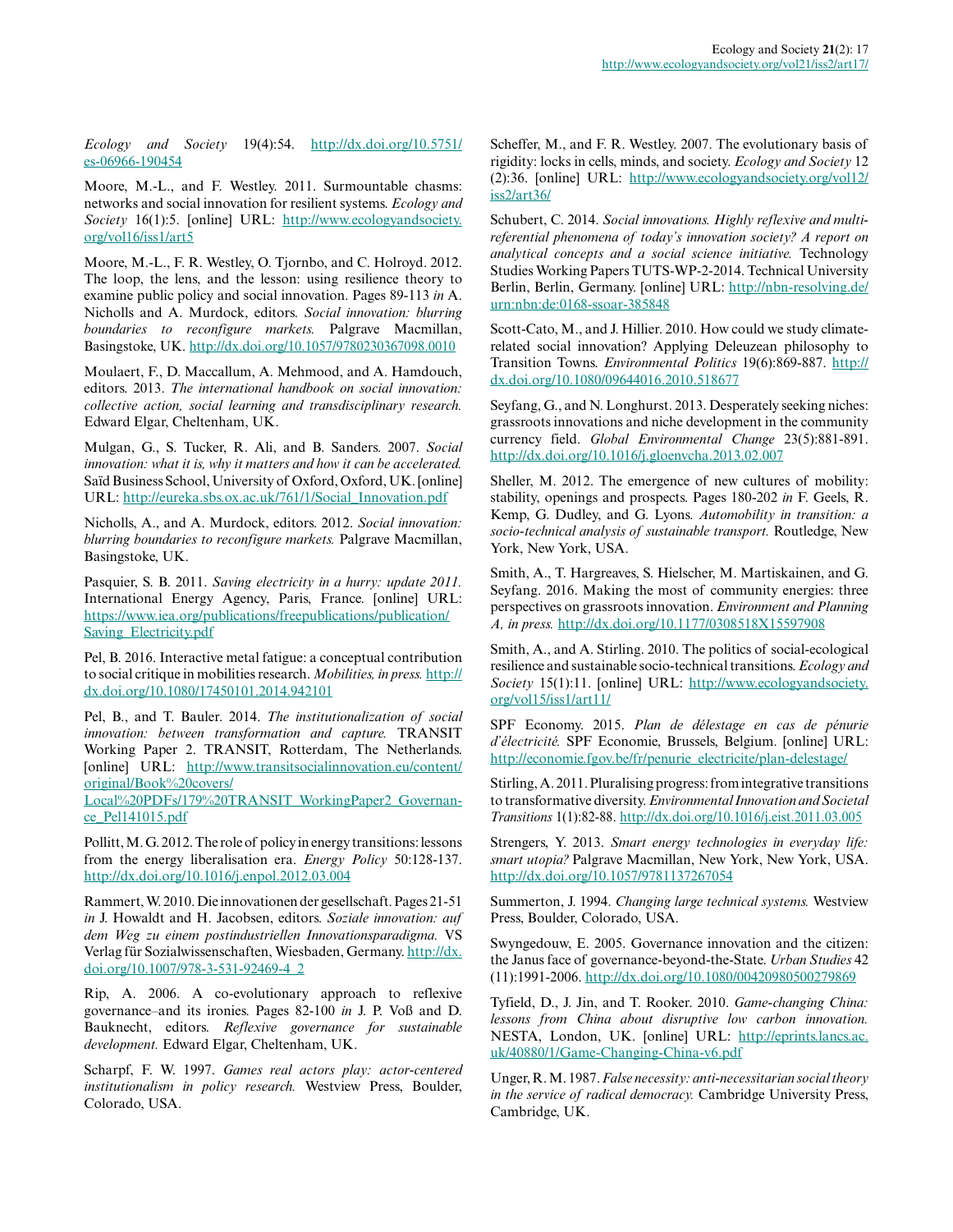*Ecology and Society* 19(4):54. http://dx.doi.org/10.5751/es-06966-190454

Moore, M.-L., and F. Westley. 2011. Surmountable chasms: networks and social innovation for resilient systems. *Ecology and Society* 16(1):5. [online] URL: http://www.ecologyandsociety.org/vol16/iss1/art5

Moore, M.-L., F. R. Westley, O. Tjornbo, and C. Holroyd. 2012. The loop, the lens, and the lesson: using resilience theory to examine public policy and social innovation. Pages 89-113 *in* A. Nicholls and A. Murdock, editors. *Social innovation: blurring boundaries to reconfigure markets.* Palgrave Macmillan, Basingstoke, UK. http://dx.doi.org/10.1057/9780230367098.0010

Moulaert, F., D. Maccallum, A. Mehmood, and A. Hamdouch, editors. 2013. *The international handbook on social innovation: collective action, social learning and transdisciplinary research.* Edward Elgar, Cheltenham, UK.

Mulgan, G., S. Tucker, R. Ali, and B. Sanders. 2007. *Social innovation: what it is, why it matters and how it can be accelerated.* Saïd Business School, University of Oxford, Oxford, UK. [online] URL: http://eureka.sbs.ox.ac.uk/761/1/Social_Innovation.pdf

Nicholls, A., and A. Murdock, editors. 2012. *Social innovation: blurring boundaries to reconfigure markets.* Palgrave Macmillan, Basingstoke, UK.

Pasquier, S. B. 2011. *Saving electricity in a hurry: update 2011.* International Energy Agency, Paris, France. [online] URL: https://www.iea.org/publications/freepublications/publication/Saving_Electricity.pdf

Pel, B. 2016. Interactive metal fatigue: a conceptual contribution to social critique in mobilities research. *Mobilities, in press.* http://dx.doi.org/10.1080/17450101.2014.942101

Pel, B., and T. Bauler. 2014. *The institutionalization of social innovation: between transformation and capture.* TRANSIT Working Paper 2. TRANSIT, Rotterdam, The Netherlands. [online] URL: http://www.transitsocialinnovation.eu/content/original/Book%20covers/Local%20PDFs/179%20TRANSIT_WorkingPaper2_Governance_Pel141015.pdf

Pollitt, M. G. 2012. The role of policy in energy transitions: lessons from the energy liberalisation era. *Energy Policy* 50:128-137. http://dx.doi.org/10.1016/j.enpol.2012.03.004

Rammert, W. 2010. Die innovationen der gesellschaft. Pages 21-51 *in* J. Howaldt and H. Jacobsen, editors. *Soziale innovation: auf dem Weg zu einem postindustriellen Innovationsparadigma.* VS Verlag für Sozialwissenschaften, Wiesbaden, Germany. http://dx.doi.org/10.1007/978-3-531-92469-4_2

Rip, A. 2006. A co-evolutionary approach to reflexive governance–and its ironies. Pages 82-100 *in* J. P. Voß and D. Bauknecht, editors. *Reflexive governance for sustainable development.* Edward Elgar, Cheltenham, UK.

Scharpf, F. W. 1997. *Games real actors play: actor-centered institutionalism in policy research.* Westview Press, Boulder, Colorado, USA.

Scheffer, M., and F. R. Westley. 2007. The evolutionary basis of rigidity: locks in cells, minds, and society. *Ecology and Society* 12(2):36. [online] URL: http://www.ecologyandsociety.org/vol12/iss2/art36/

Schubert, C. 2014. *Social innovations. Highly reflexive and multi-referential phenomena of today's innovation society? A report on analytical concepts and a social science initiative.* Technology Studies Working Papers TUTS-WP-2-2014. Technical University Berlin, Berlin, Germany. [online] URL: http://nbn-resolving.de/urn:nbn:de:0168-ssoar-385848

Scott-Cato, M., and J. Hillier. 2010. How could we study climate-related social innovation? Applying Deleuzean philosophy to Transition Towns. *Environmental Politics* 19(6):869-887. http://dx.doi.org/10.1080/09644016.2010.518677

Seyfang, G., and N. Longhurst. 2013. Desperately seeking niches: grassroots innovations and niche development in the community currency field. *Global Environmental Change* 23(5):881-891. http://dx.doi.org/10.1016/j.gloenvcha.2013.02.007

Sheller, M. 2012. The emergence of new cultures of mobility: stability, openings and prospects. Pages 180-202 *in* F. Geels, R. Kemp, G. Dudley, and G. Lyons. *Automobility in transition: a socio-technical analysis of sustainable transport.* Routledge, New York, New York, USA.

Smith, A., T. Hargreaves, S. Hielscher, M. Martiskainen, and G. Seyfang. 2016. Making the most of community energies: three perspectives on grassroots innovation. *Environment and Planning A, in press.* http://dx.doi.org/10.1177/0308518X15597908

Smith, A., and A. Stirling. 2010. The politics of social-ecological resilience and sustainable socio-technical transitions. *Ecology and Society* 15(1):11. [online] URL: http://www.ecologyandsociety.org/vol15/iss1/art11/

SPF Economy. 2015. *Plan de délestage en cas de pénurie d'électricité.* SPF Economie, Brussels, Belgium. [online] URL: http://economie.fgov.be/fr/penurie_electricite/plan-delestage/

Stirling, A. 2011. Pluralising progress: from integrative transitions to transformative diversity. *Environmental Innovation and Societal Transitions* 1(1):82-88. http://dx.doi.org/10.1016/j.eist.2011.03.005

Strengers, Y. 2013. *Smart energy technologies in everyday life: smart utopia?* Palgrave Macmillan, New York, New York, USA. http://dx.doi.org/10.1057/9781137267054

Summerton, J. 1994. *Changing large technical systems.* Westview Press, Boulder, Colorado, USA.

Swyngedouw, E. 2005. Governance innovation and the citizen: the Janus face of governance-beyond-the-State. *Urban Studies* 42(11):1991-2006. http://dx.doi.org/10.1080/00420980500279869

Tyfield, D., J. Jin, and T. Rooker. 2010. *Game-changing China: lessons from China about disruptive low carbon innovation.* NESTA, London, UK. [online] URL: http://eprints.lancs.ac.uk/40880/1/Game-Changing-China-v6.pdf

Unger, R. M. 1987. *False necessity: anti-necessitarian social theory in the service of radical democracy.* Cambridge University Press, Cambridge, UK.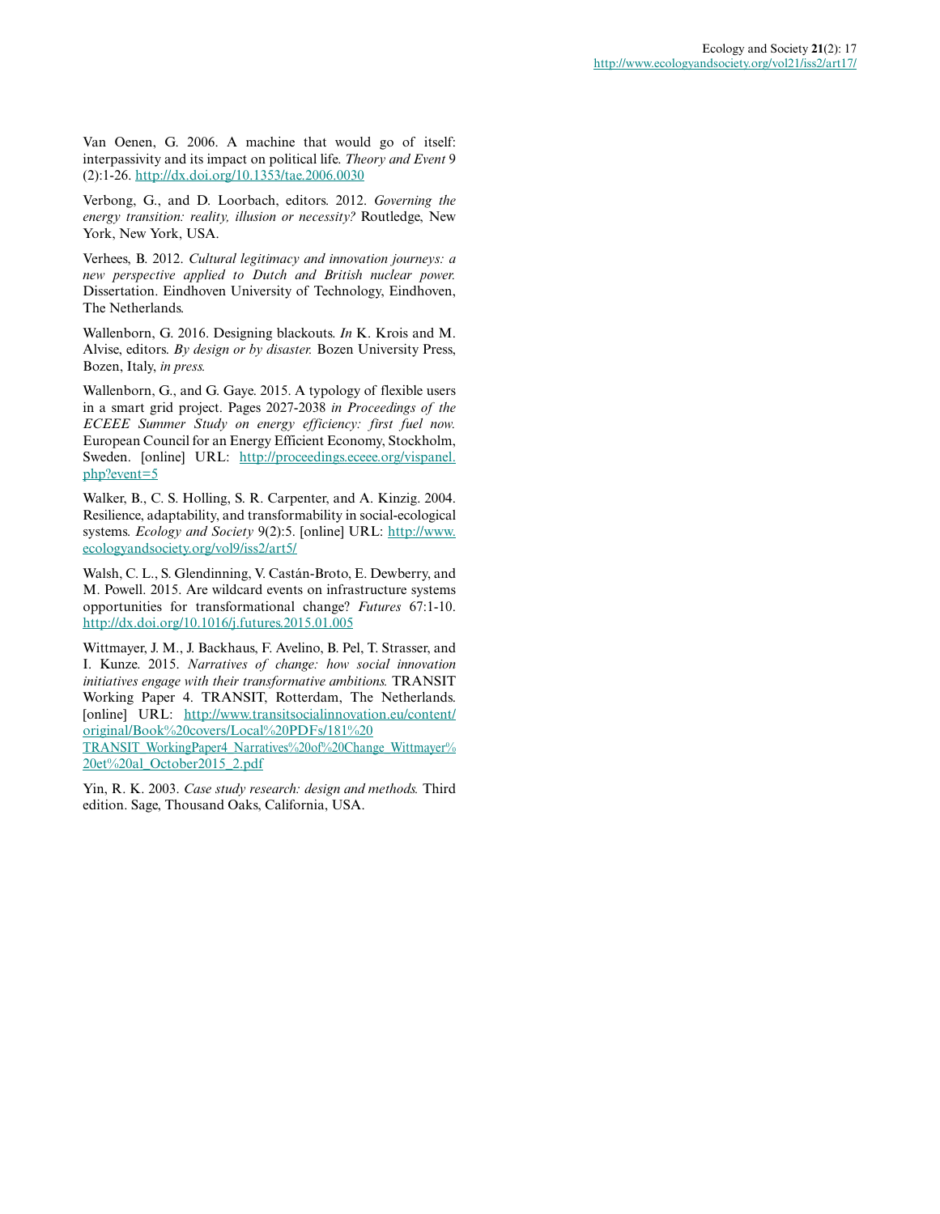Van Oenen, G. 2006. A machine that would go of itself: interpassivity and its impact on political life. *Theory and Event* 9 (2):1-26. http://dx.doi.org/10.1353/tae.2006.0030

Verbong, G., and D. Loorbach, editors. 2012. *Governing the energy transition: reality, illusion or necessity?* Routledge, New York, New York, USA.

Verhees, B. 2012. *Cultural legitimacy and innovation journeys: a new perspective applied to Dutch and British nuclear power.* Dissertation. Eindhoven University of Technology, Eindhoven, The Netherlands.

Wallenborn, G. 2016. Designing blackouts. *In* K. Krois and M. Alvise, editors. *By design or by disaster.* Bozen University Press, Bozen, Italy, *in press.*

Wallenborn, G., and G. Gaye. 2015. A typology of flexible users in a smart grid project. Pages 2027-2038 *in Proceedings of the ECEEE Summer Study on energy efficiency: first fuel now.* European Council for an Energy Efficient Economy, Stockholm, Sweden. [online] URL: http://proceedings.eceee.org/vispanel.php?event=5

Walker, B., C. S. Holling, S. R. Carpenter, and A. Kinzig. 2004. Resilience, adaptability, and transformability in social-ecological systems. *Ecology and Society* 9(2):5. [online] URL: http://www.ecologyandsociety.org/vol9/iss2/art5/

Walsh, C. L., S. Glendinning, V. Castán-Broto, E. Dewberry, and M. Powell. 2015. Are wildcard events on infrastructure systems opportunities for transformational change? *Futures* 67:1-10. http://dx.doi.org/10.1016/j.futures.2015.01.005

Wittmayer, J. M., J. Backhaus, F. Avelino, B. Pel, T. Strasser, and I. Kunze. 2015. *Narratives of change: how social innovation initiatives engage with their transformative ambitions.* TRANSIT Working Paper 4. TRANSIT, Rotterdam, The Netherlands. [online] URL: http://www.transitsocialinnovation.eu/content/original/Book%20covers/Local%20PDFs/181%20TRANSIT_WorkingPaper4_Narratives%20of%20Change_Wittmayer%20et%20al_October2015_2.pdf

Yin, R. K. 2003. *Case study research: design and methods.* Third edition. Sage, Thousand Oaks, California, USA.